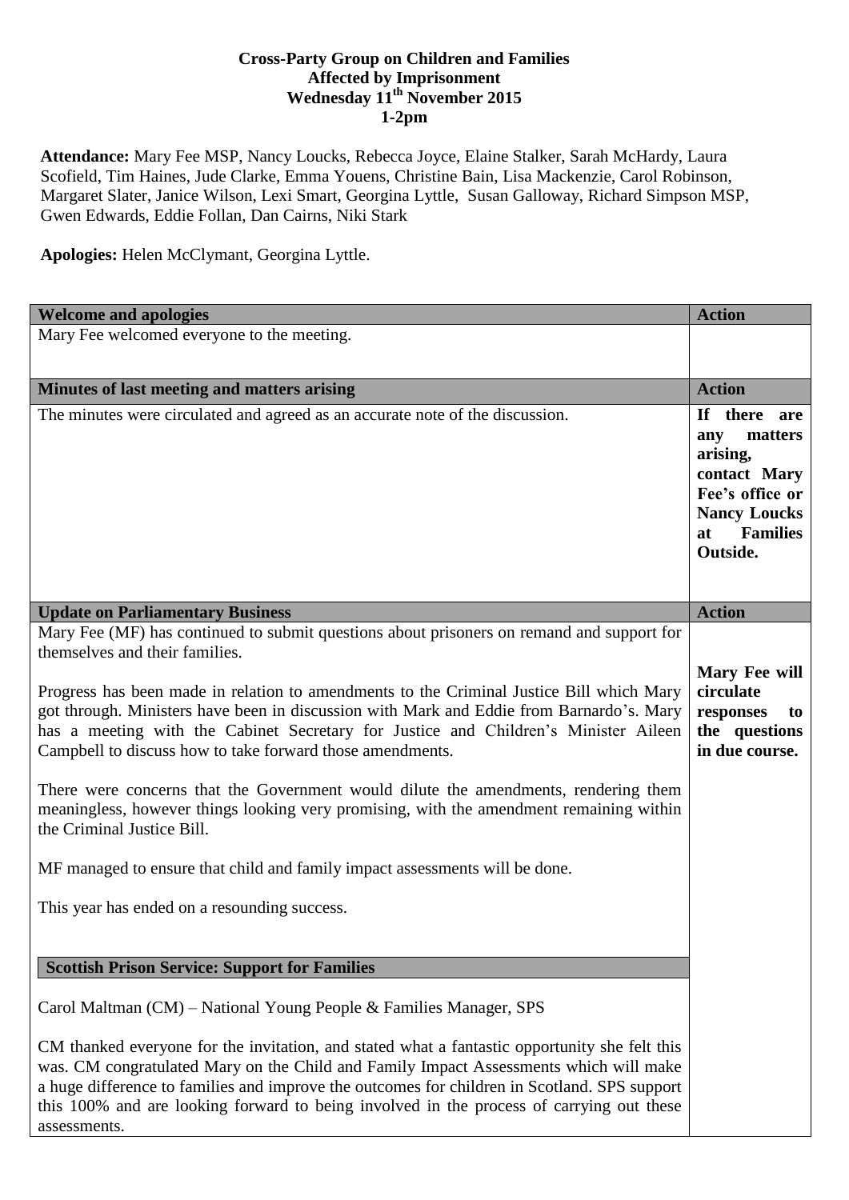# Cross-Party Group on Children and Families Affected by Imprisonment
## Wednesday 11th November 2015
## 1-2pm

**Attendance:** Mary Fee MSP, Nancy Loucks, Rebecca Joyce, Elaine Stalker, Sarah McHardy, Laura Scofield, Tim Haines, Jude Clarke, Emma Youens, Christine Bain, Lisa Mackenzie, Carol Robinson, Margaret Slater, Janice Wilson, Lexi Smart, Georgina Lyttle, Susan Galloway, Richard Simpson MSP, Gwen Edwards, Eddie Follan, Dan Cairns, Niki Stark

**Apologies:** Helen McClymant, Georgina Lyttle.

| **Welcome and apologies** | **Action** |
|---|---|
| Mary Fee welcomed everyone to the meeting. | |
| **Minutes of last meeting and matters arising** | **Action** |
| The minutes were circulated and agreed as an accurate note of the discussion. | **If there are any matters arising, contact Mary Fee's office or Nancy Loucks at Families Outside.** |
| **Update on Parliamentary Business** | **Action** |
| Mary Fee (MF) has continued to submit questions about prisoners on remand and support for themselves and their families.<br><br>Progress has been made in relation to amendments to the Criminal Justice Bill which Mary got through. Ministers have been in discussion with Mark and Eddie from Barnardo's. Mary has a meeting with the Cabinet Secretary for Justice and Children's Minister Aileen Campbell to discuss how to take forward those amendments.<br><br>There were concerns that the Government would dilute the amendments, rendering them meaningless, however things looking very promising, with the amendment remaining within the Criminal Justice Bill.<br><br>MF managed to ensure that child and family impact assessments will be done.<br><br>This year has ended on a resounding success.<br><br>**Scottish Prison Service: Support for Families**<br><br>Carol Maltman (CM) – National Young People & Families Manager, SPS<br><br>CM thanked everyone for the invitation, and stated what a fantastic opportunity she felt this was. CM congratulated Mary on the Child and Family Impact Assessments which will make a huge difference to families and improve the outcomes for children in Scotland. SPS support this 100% and are looking forward to being involved in the process of carrying out these assessments. | **Mary Fee will circulate responses to the questions in due course.** |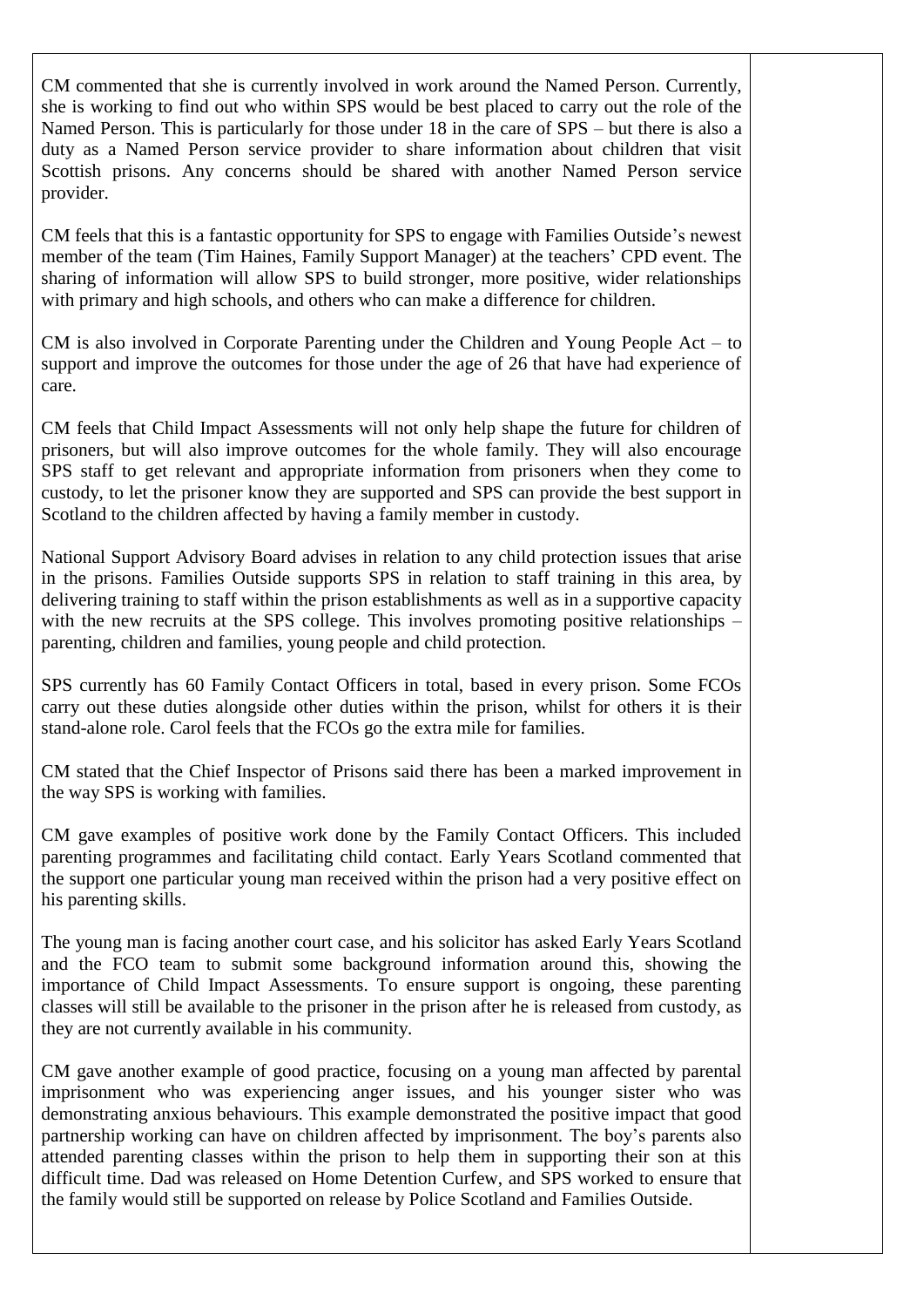CM commented that she is currently involved in work around the Named Person. Currently, she is working to find out who within SPS would be best placed to carry out the role of the Named Person. This is particularly for those under 18 in the care of SPS – but there is also a duty as a Named Person service provider to share information about children that visit Scottish prisons. Any concerns should be shared with another Named Person service provider.

CM feels that this is a fantastic opportunity for SPS to engage with Families Outside's newest member of the team (Tim Haines, Family Support Manager) at the teachers' CPD event. The sharing of information will allow SPS to build stronger, more positive, wider relationships with primary and high schools, and others who can make a difference for children.

CM is also involved in Corporate Parenting under the Children and Young People Act – to support and improve the outcomes for those under the age of 26 that have had experience of care.

CM feels that Child Impact Assessments will not only help shape the future for children of prisoners, but will also improve outcomes for the whole family. They will also encourage SPS staff to get relevant and appropriate information from prisoners when they come to custody, to let the prisoner know they are supported and SPS can provide the best support in Scotland to the children affected by having a family member in custody.

National Support Advisory Board advises in relation to any child protection issues that arise in the prisons. Families Outside supports SPS in relation to staff training in this area, by delivering training to staff within the prison establishments as well as in a supportive capacity with the new recruits at the SPS college. This involves promoting positive relationships – parenting, children and families, young people and child protection.

SPS currently has 60 Family Contact Officers in total, based in every prison. Some FCOs carry out these duties alongside other duties within the prison, whilst for others it is their stand-alone role. Carol feels that the FCOs go the extra mile for families.

CM stated that the Chief Inspector of Prisons said there has been a marked improvement in the way SPS is working with families.

CM gave examples of positive work done by the Family Contact Officers. This included parenting programmes and facilitating child contact. Early Years Scotland commented that the support one particular young man received within the prison had a very positive effect on his parenting skills.

The young man is facing another court case, and his solicitor has asked Early Years Scotland and the FCO team to submit some background information around this, showing the importance of Child Impact Assessments. To ensure support is ongoing, these parenting classes will still be available to the prisoner in the prison after he is released from custody, as they are not currently available in his community.

CM gave another example of good practice, focusing on a young man affected by parental imprisonment who was experiencing anger issues, and his younger sister who was demonstrating anxious behaviours. This example demonstrated the positive impact that good partnership working can have on children affected by imprisonment. The boy's parents also attended parenting classes within the prison to help them in supporting their son at this difficult time. Dad was released on Home Detention Curfew, and SPS worked to ensure that the family would still be supported on release by Police Scotland and Families Outside.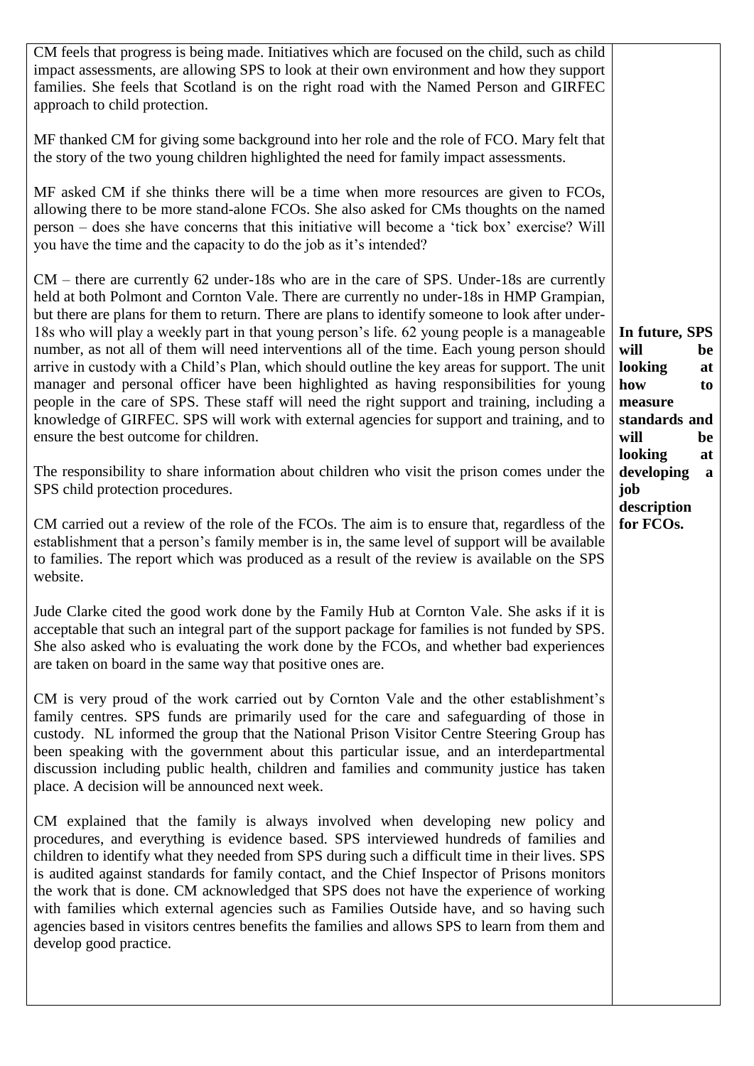| | |
|---|---|
| CM feels that progress is being made. Initiatives which are focused on the child, such as child impact assessments, are allowing SPS to look at their own environment and how they support families. She feels that Scotland is on the right road with the Named Person and GIRFEC approach to child protection.<br><br>MF thanked CM for giving some background into her role and the role of FCO. Mary felt that the story of the two young children highlighted the need for family impact assessments.<br><br>MF asked CM if she thinks there will be a time when more resources are given to FCOs, allowing there to be more stand-alone FCOs. She also asked for CMs thoughts on the named person – does she have concerns that this initiative will become a 'tick box' exercise? Will you have the time and the capacity to do the job as it's intended?<br><br>CM – there are currently 62 under-18s who are in the care of SPS. Under-18s are currently held at both Polmont and Cornton Vale. There are currently no under-18s in HMP Grampian, but there are plans for them to return. There are plans to identify someone to look after under-18s who will play a weekly part in that young person's life. 62 young people is a manageable number, as not all of them will need interventions all of the time. Each young person should arrive in custody with a Child's Plan, which should outline the key areas for support. The unit manager and personal officer have been highlighted as having responsibilities for young people in the care of SPS. These staff will need the right support and training, including a knowledge of GIRFEC. SPS will work with external agencies for support and training, and to ensure the best outcome for children.<br><br>The responsibility to share information about children who visit the prison comes under the SPS child protection procedures.<br><br>CM carried out a review of the role of the FCOs. The aim is to ensure that, regardless of the establishment that a person's family member is in, the same level of support will be available to families. The report which was produced as a result of the review is available on the SPS website.<br><br>Jude Clarke cited the good work done by the Family Hub at Cornton Vale. She asks if it is acceptable that such an integral part of the support package for families is not funded by SPS. She also asked who is evaluating the work done by the FCOs, and whether bad experiences are taken on board in the same way that positive ones are.<br><br>CM is very proud of the work carried out by Cornton Vale and the other establishment's family centres. SPS funds are primarily used for the care and safeguarding of those in custody. NL informed the group that the National Prison Visitor Centre Steering Group has been speaking with the government about this particular issue, and an interdepartmental discussion including public health, children and families and community justice has taken place. A decision will be announced next week.<br><br>CM explained that the family is always involved when developing new policy and procedures, and everything is evidence based. SPS interviewed hundreds of families and children to identify what they needed from SPS during such a difficult time in their lives. SPS is audited against standards for family contact, and the Chief Inspector of Prisons monitors the work that is done. CM acknowledged that SPS does not have the experience of working with families which external agencies such as Families Outside have, and so having such agencies based in visitors centres benefits the families and allows SPS to learn from them and develop good practice. | **In future, SPS will be looking at how to measure standards and will be looking at developing a job description for FCOs.** |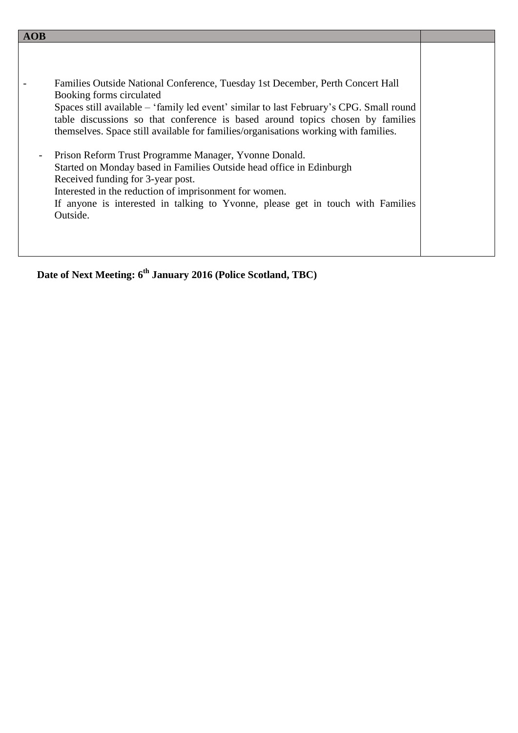| AOB | |
|---|---|
| - Families Outside National Conference, Tuesday 1st December, Perth Concert Hall<br>Booking forms circulated<br>Spaces still available – 'family led event' similar to last February's CPG. Small round table discussions so that conference is based around topics chosen by families themselves. Space still available for families/organisations working with families.<br><br>- Prison Reform Trust Programme Manager, Yvonne Donald.<br>Started on Monday based in Families Outside head office in Edinburgh<br>Received funding for 3-year post.<br>Interested in the reduction of imprisonment for women.<br>If anyone is interested in talking to Yvonne, please get in touch with Families Outside. | |

**Date of Next Meeting: 6th January 2016 (Police Scotland, TBC)**